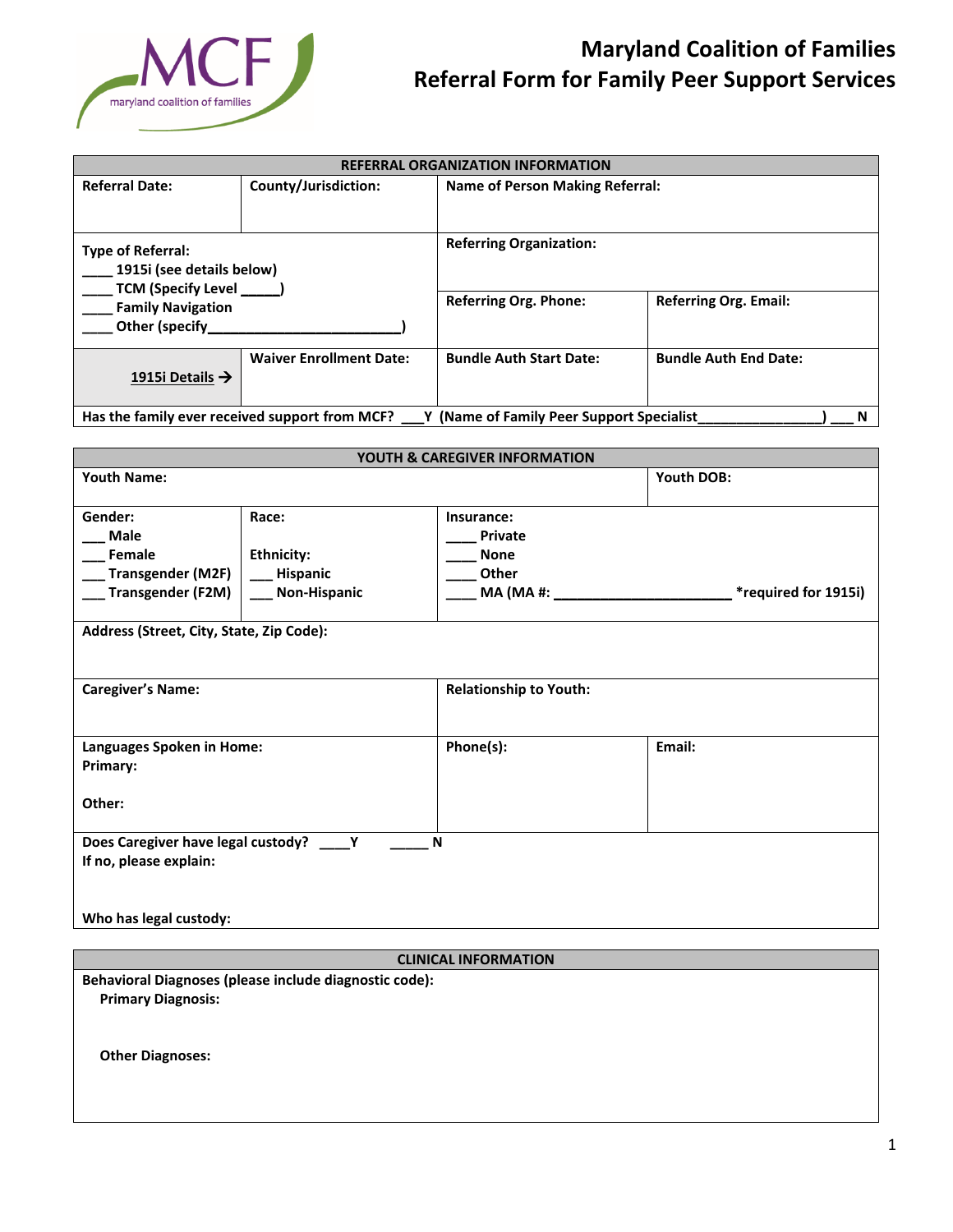# Maryland Coalition of Families
## Referral Form for Family Peer Support Services

| REFERRAL ORGANIZATION INFORMATION | | | |
|---|---|---|---|
| **Referral Date:** | **County/Jurisdiction:** | **Name of Person Making Referral:** | |
| **Type of Referral:**<br>____ 1915i (see details below)<br>____ TCM (Specify Level _____)<br>____ Family Navigation<br>____ Other (specify________________________) | | **Referring Organization:** | |
| | | **Referring Org. Phone:** | **Referring Org. Email:** |
| **1915i Details →** | **Waiver Enrollment Date:** | **Bundle Auth Start Date:** | **Bundle Auth End Date:** |
| **Has the family ever received support from MCF? ___Y (Name of Family Peer Support Specialist________________) ___ N** | | | |

| YOUTH & CAREGIVER INFORMATION | | | |
|---|---|---|---|
| **Youth Name:** | | | **Youth DOB:** |
| **Gender:**<br>___ Male<br>___ Female<br>___ Transgender (M2F)<br>___ Transgender (F2M) | **Race:**<br><br>**Ethnicity:**<br>___ Hispanic<br>___ Non-Hispanic | **Insurance:**<br>____ Private<br>____ None<br>____ Other<br>____ MA (MA #: ______________________ *required for 1915i) | |
| **Address (Street, City, State, Zip Code):** | | | |
| **Caregiver's Name:** | | **Relationship to Youth:** | |
| **Languages Spoken in Home:**<br>**Primary:**<br><br>**Other:** | | **Phone(s):** | **Email:** |
| **Does Caregiver have legal custody? ____Y _____ N**<br>**If no, please explain:**<br><br><br>**Who has legal custody:** | | | |

| CLINICAL INFORMATION |
|---|
| **Behavioral Diagnoses (please include diagnostic code):**<br>**Primary Diagnosis:**<br><br><br>**Other Diagnoses:** |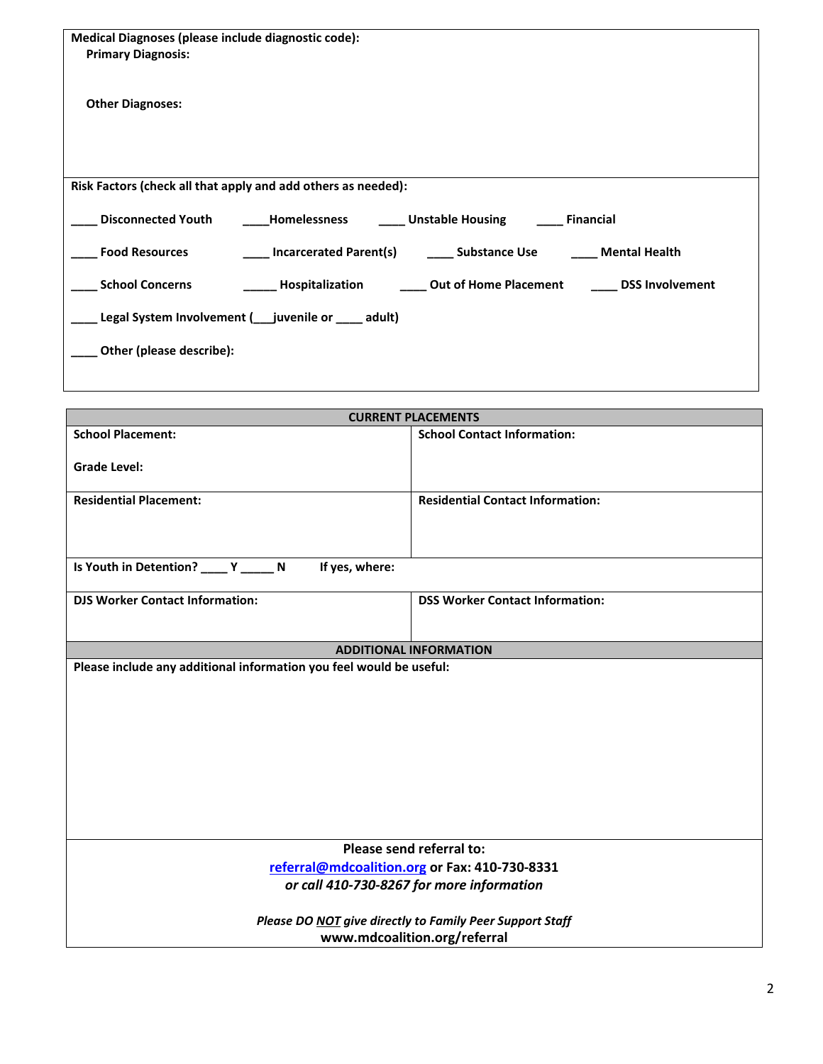**Medical Diagnoses (please include diagnostic code):**

**Primary Diagnosis:**

**Other Diagnoses:**

**Risk Factors (check all that apply and add others as needed):**

____ **Disconnected Youth** ____**Homelessness** ____ **Unstable Housing** ____ **Financial**

____ **Food Resources** ____ **Incarcerated Parent(s)** ____ **Substance Use** ____ **Mental Health**

____ **School Concerns** _____ **Hospitalization** ____ **Out of Home Placement** ____ **DSS Involvement**

____ **Legal System Involvement (**___**juvenile or** ____ **adult)**

____ **Other (please describe):**

| **CURRENT PLACEMENTS** | |
|---|---|
| **School Placement:**<br><br>**Grade Level:** | **School Contact Information:** |
| **Residential Placement:** | **Residential Contact Information:** |
| **Is Youth in Detention?** ____ **Y** _____ **N** **If yes, where:** | |
| **DJS Worker Contact Information:** | **DSS Worker Contact Information:** |

| **ADDITIONAL INFORMATION** |
|---|
| **Please include any additional information you feel would be useful:** |

**Please send referral to:**

**referral@mdcoalition.org or Fax: 410-730-8331**

***or call 410-730-8267 for more information***

***Please DO NOT give directly to Family Peer Support Staff***

**www.mdcoalition.org/referral**